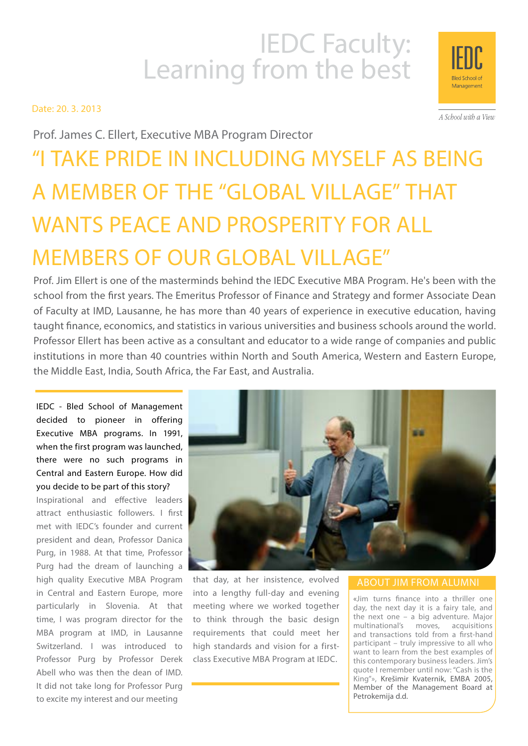# IEDC Faculty: Learning from the best

IEDC Bled School of Management

*A School with a View*

Date: 20. 3. 2013

Prof. James C. Ellert, Executive MBA Program Director

## "I TAKE PRIDE IN INCLUDING MYSELF AS BEING A MEMBER OF THE "GLOBAL VILLAGE" THAT WANTS PEACE AND PROSPERITY FOR ALL MEMBERS OF OUR GLOBAL VILLAGE"

Prof. Jim Ellert is one of the masterminds behind the IEDC Executive MBA Program. He's been with the school from the first years. The Emeritus Professor of Finance and Strategy and former Associate Dean of Faculty at IMD, Lausanne, he has more than 40 years of experience in executive education, having taught finance, economics, and statistics in various universities and business schools around the world. Professor Ellert has been active as a consultant and educator to a wide range of companies and public institutions in more than 40 countries within North and South America, Western and Eastern Europe, the Middle East, India, South Africa, the Far East, and Australia.

**IEDC - Bled School of Management decided to pioneer in offering Executive MBA programs. In 1991, when the first program was launched, there were no such programs in Central and Eastern Europe. How did you decide to be part of this story?**

Inspirational and effective leaders attract enthusiastic followers. I first met with IEDC's founder and current president and dean, Professor Danica Purg, in 1988. At that time, Professor Purg had the dream of launching a high quality Executive MBA Program in Central and Eastern Europe, more particularly in Slovenia. At that time, I was program director for the MBA program at IMD, in Lausanne Switzerland. I was introduced to Professor Purg by Professor Derek Abell who was then the dean of IMD. It did not take long for Professor Purg to excite my interest and our meeting that day, at her insistence, evolved into a lengthy full-day and evening meeting where we worked together to think through the basic design requirements that could meet her high standards and vision for a first-class Executive MBA Program at IEDC.

### ABOUT JIM FROM ALUMNI

«Jim turns finance into a thriller one day, the next day it is a fairy tale, and the next one – a big adventure. Major multinational's moves, acquisitions and transactions told from a first-hand participant – truly impressive to all who want to learn from the best examples of this contemporary business leaders. Jim's quote I remember until now: "Cash is the King"», Krešimir Kvaternik, EMBA 2005, Member of the Management Board at Petrokemija d.d.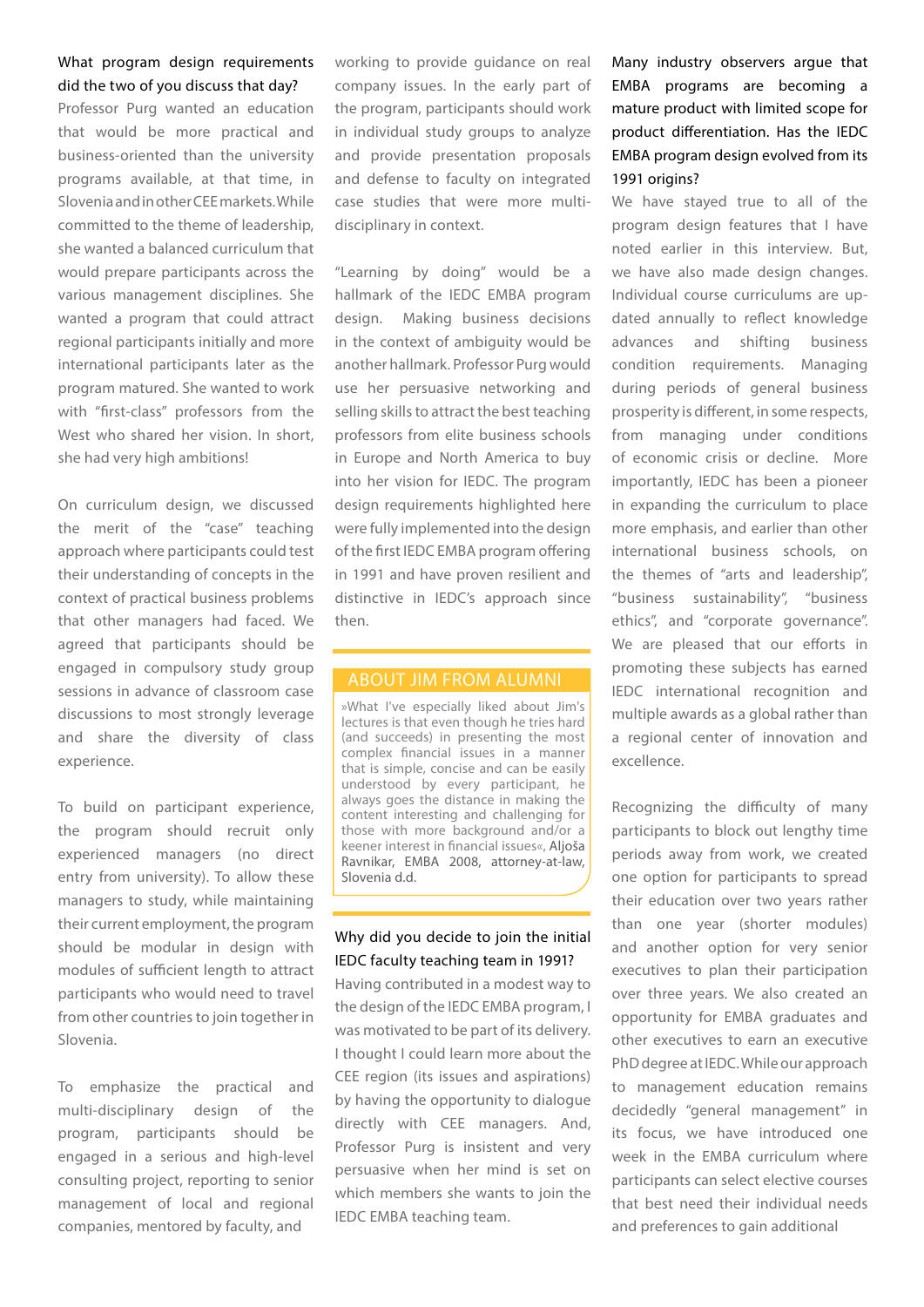**What program design requirements did the two of you discuss that day?**

Professor Purg wanted an education that would be more practical and business-oriented than the university programs available, at that time, in Slovenia and in other CEE markets. While committed to the theme of leadership, she wanted a balanced curriculum that would prepare participants across the various management disciplines. She wanted a program that could attract regional participants initially and more international participants later as the program matured. She wanted to work with "first-class" professors from the West who shared her vision. In short, she had very high ambitions!

On curriculum design, we discussed the merit of the "case" teaching approach where participants could test their understanding of concepts in the context of practical business problems that other managers had faced. We agreed that participants should be engaged in compulsory study group sessions in advance of classroom case discussions to most strongly leverage and share the diversity of class experience.

To build on participant experience, the program should recruit only experienced managers (no direct entry from university). To allow these managers to study, while maintaining their current employment, the program should be modular in design with modules of sufficient length to attract participants who would need to travel from other countries to join together in Slovenia.

To emphasize the practical and multi-disciplinary design of the program, participants should be engaged in a serious and high-level consulting project, reporting to senior management of local and regional companies, mentored by faculty, and working to provide guidance on real company issues. In the early part of the program, participants should work in individual study groups to analyze and provide presentation proposals and defense to faculty on integrated case studies that were more multi-disciplinary in context.

"Learning by doing" would be a hallmark of the IEDC EMBA program design. Making business decisions in the context of ambiguity would be another hallmark. Professor Purg would use her persuasive networking and selling skills to attract the best teaching professors from elite business schools in Europe and North America to buy into her vision for IEDC. The program design requirements highlighted here were fully implemented into the design of the first IEDC EMBA program offering in 1991 and have proven resilient and distinctive in IEDC's approach since then.

## ABOUT JIM FROM ALUMNI

»What I've especially liked about Jim's lectures is that even though he tries hard (and succeeds) in presenting the most complex financial issues in a manner that is simple, concise and can be easily understood by every participant, he always goes the distance in making the content interesting and challenging for those with more background and/or a keener interest in financial issues«, Aljoša Ravnikar, EMBA 2008, attorney-at-law, Slovenia d.d.

**Why did you decide to join the initial IEDC faculty teaching team in 1991?**

Having contributed in a modest way to the design of the IEDC EMBA program, I was motivated to be part of its delivery. I thought I could learn more about the CEE region (its issues and aspirations) by having the opportunity to dialogue directly with CEE managers. And, Professor Purg is insistent and very persuasive when her mind is set on which members she wants to join the IEDC EMBA teaching team.

**Many industry observers argue that EMBA programs are becoming a mature product with limited scope for product differentiation. Has the IEDC EMBA program design evolved from its 1991 origins?**

We have stayed true to all of the program design features that I have noted earlier in this interview. But, we have also made design changes. Individual course curriculums are updated annually to reflect knowledge advances and shifting business condition requirements. Managing during periods of general business prosperity is different, in some respects, from managing under conditions of economic crisis or decline. More importantly, IEDC has been a pioneer in expanding the curriculum to place more emphasis, and earlier than other international business schools, on the themes of "arts and leadership", "business sustainability", "business ethics", and "corporate governance". We are pleased that our efforts in promoting these subjects has earned IEDC international recognition and multiple awards as a global rather than a regional center of innovation and excellence.

Recognizing the difficulty of many participants to block out lengthy time periods away from work, we created one option for participants to spread their education over two years rather than one year (shorter modules) and another option for very senior executives to plan their participation over three years. We also created an opportunity for EMBA graduates and other executives to earn an executive PhD degree at IEDC. While our approach to management education remains decidedly "general management" in its focus, we have introduced one week in the EMBA curriculum where participants can select elective courses that best meet their individual needs and preferences to gain additional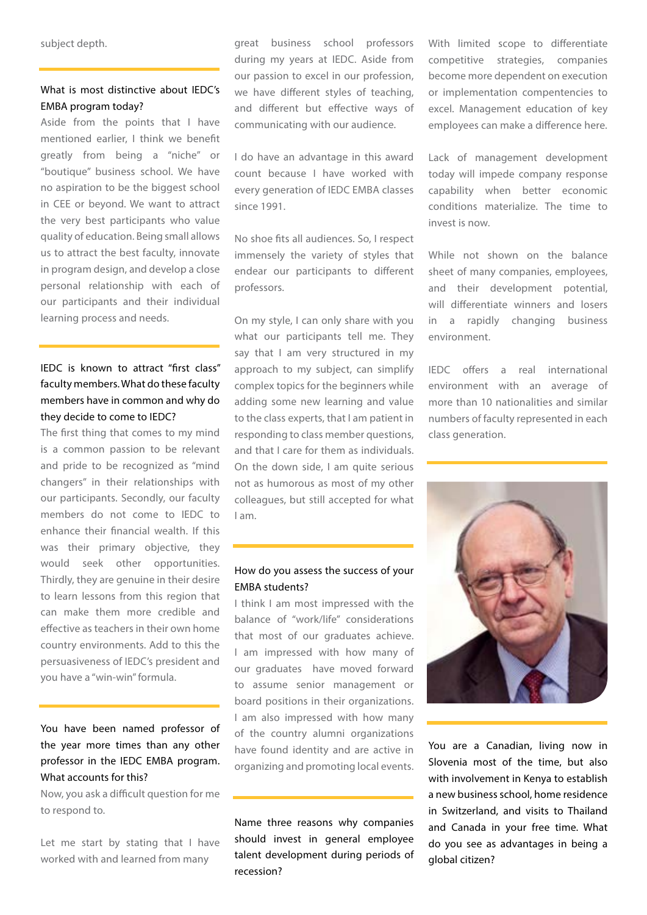subject depth.

**What is most distinctive about IEDC's EMBA program today?**

Aside from the points that I have mentioned earlier, I think we benefit greatly from being a "niche" or "boutique" business school. We have no aspiration to be the biggest school in CEE or beyond. We want to attract the very best participants who value quality of education. Being small allows us to attract the best faculty, innovate in program design, and develop a close personal relationship with each of our participants and their individual learning process and needs.

**IEDC is known to attract "first class" faculty members. What do these faculty members have in common and why do they decide to come to IEDC?**

The first thing that comes to my mind is a common passion to be relevant and pride to be recognized as "mind changers" in their relationships with our participants. Secondly, our faculty members do not come to IEDC to enhance their financial wealth. If this was their primary objective, they would seek other opportunities. Thirdly, they are genuine in their desire to learn lessons from this region that can make them more credible and effective as teachers in their own home country environments. Add to this the persuasiveness of IEDC's president and you have a "win-win" formula.

**You have been named professor of the year more times than any other professor in the IEDC EMBA program. What accounts for this?**

Now, you ask a difficult question for me to respond to.

Let me start by stating that I have worked with and learned from many great business school professors during my years at IEDC. Aside from our passion to excel in our profession, we have different styles of teaching, and different but effective ways of communicating with our audience.

I do have an advantage in this award count because I have worked with every generation of IEDC EMBA classes since 1991.

No shoe fits all audiences. So, I respect immensely the variety of styles that endear our participants to different professors.

On my style, I can only share with you what our participants tell me. They say that I am very structured in my approach to my subject, can simplify complex topics for the beginners while adding some new learning and value to the class experts, that I am patient in responding to class member questions, and that I care for them as individuals. On the down side, I am quite serious not as humorous as most of my other colleagues, but still accepted for what I am.

**How do you assess the success of your EMBA students?**

I think I am most impressed with the balance of "work/life" considerations that most of our graduates achieve. I am impressed with how many of our graduates have moved forward to assume senior management or board positions in their organizations. I am also impressed with how many of the country alumni organizations have found identity and are active in organizing and promoting local events.

**Name three reasons why companies should invest in general employee talent development during periods of recession?**

With limited scope to differentiate competitive strategies, companies become more dependent on execution or implementation compentencies to excel. Management education of key employees can make a difference here.

Lack of management development today will impede company response capability when better economic conditions materialize. The time to invest is now.

While not shown on the balance sheet of many companies, employees, and their development potential, will differentiate winners and losers in a rapidly changing business environment.

IEDC offers a real international environment with an average of more than 10 nationalities and similar numbers of faculty represented in each class generation.

**You are a Canadian, living now in Slovenia most of the time, but also with involvement in Kenya to establish a new business school, home residence in Switzerland, and visits to Thailand and Canada in your free time. What do you see as advantages in being a global citizen?**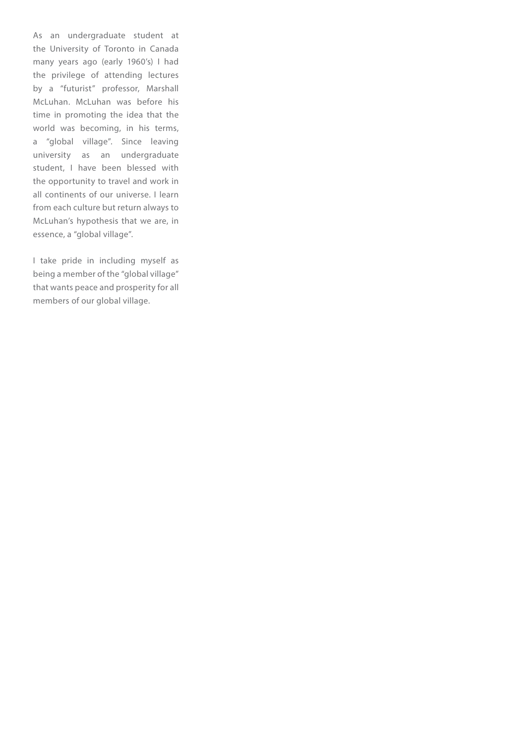As an undergraduate student at the University of Toronto in Canada many years ago (early 1960's) I had the privilege of attending lectures by a "futurist" professor, Marshall McLuhan. McLuhan was before his time in promoting the idea that the world was becoming, in his terms, a "global village". Since leaving university as an undergraduate student, I have been blessed with the opportunity to travel and work in all continents of our universe. I learn from each culture but return always to McLuhan's hypothesis that we are, in essence, a "global village".

I take pride in including myself as being a member of the "global village" that wants peace and prosperity for all members of our global village.